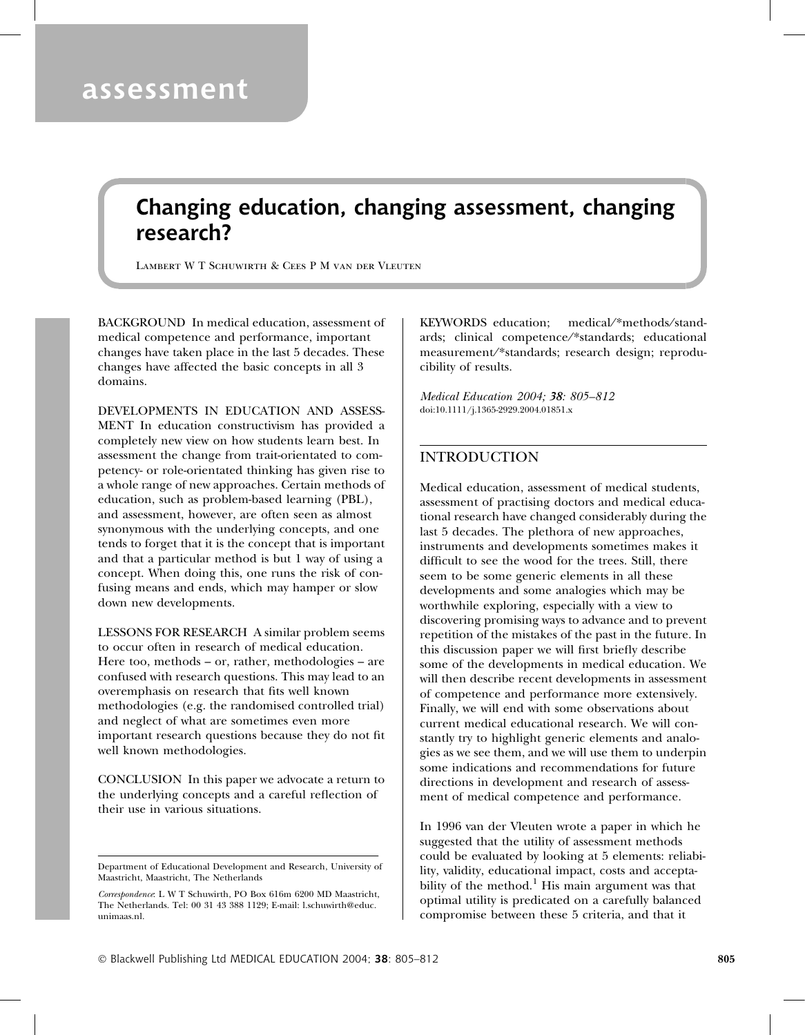assessment

# Changing education, changing assessment, changing research?

Lambert W T Schuwirth & Cees P M van der Vleuten

BACKGROUND In medical education, assessment of medical competence and performance, important changes have taken place in the last 5 decades. These changes have affected the basic concepts in all 3 domains.

DEVELOPMENTS IN EDUCATION AND ASSESSMENT In education constructivism has provided a completely new view on how students learn best. In assessment the change from trait-orientated to competency- or role-orientated thinking has given rise to a whole range of new approaches. Certain methods of education, such as problem-based learning (PBL), and assessment, however, are often seen as almost synonymous with the underlying concepts, and one tends to forget that it is the concept that is important and that a particular method is but 1 way of using a concept. When doing this, one runs the risk of confusing means and ends, which may hamper or slow down new developments.

LESSONS FOR RESEARCH A similar problem seems to occur often in research of medical education. Here too, methods – or, rather, methodologies – are confused with research questions. This may lead to an overemphasis on research that fits well known methodologies (e.g. the randomised controlled trial) and neglect of what are sometimes even more important research questions because they do not fit well known methodologies.

CONCLUSION In this paper we advocate a return to the underlying concepts and a careful reflection of their use in various situations.

Department of Educational Development and Research, University of Maastricht, Maastricht, The Netherlands

*Correspondence*: L W T Schuwirth, PO Box 616m 6200 MD Maastricht, The Netherlands. Tel: 00 31 43 388 1129; E-mail: l.schuwirth@educ.unimaas.nl.

KEYWORDS education; medical/*methods/standards; clinical competence/*standards; educational measurement/*standards; research design; reproducibility of results.

*Medical Education 2004; **38**: 805–812*
doi:10.1111/j.1365-2929.2004.01851.x

## INTRODUCTION

Medical education, assessment of medical students, assessment of practising doctors and medical educational research have changed considerably during the last 5 decades. The plethora of new approaches, instruments and developments sometimes makes it difficult to see the wood for the trees. Still, there seem to be some generic elements in all these developments and some analogies which may be worthwhile exploring, especially with a view to discovering promising ways to advance and to prevent repetition of the mistakes of the past in the future. In this discussion paper we will first briefly describe some of the developments in medical education. We will then describe recent developments in assessment of competence and performance more extensively. Finally, we will end with some observations about current medical educational research. We will constantly try to highlight generic elements and analogies as we see them, and we will use them to underpin some indications and recommendations for future directions in development and research of assessment of medical competence and performance.

In 1996 van der Vleuten wrote a paper in which he suggested that the utility of assessment methods could be evaluated by looking at 5 elements: reliability, validity, educational impact, costs and acceptability of the method.[1] His main argument was that optimal utility is predicated on a carefully balanced compromise between these 5 criteria, and that it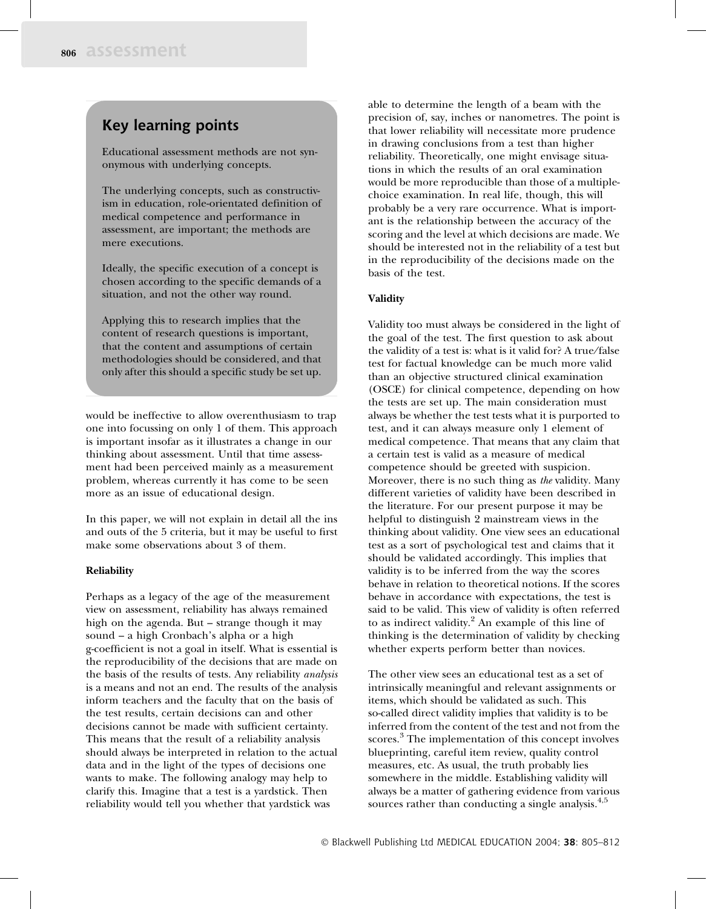## Key learning points

Educational assessment methods are not synonymous with underlying concepts.

The underlying concepts, such as constructivism in education, role-orientated definition of medical competence and performance in assessment, are important; the methods are mere executions.

Ideally, the specific execution of a concept is chosen according to the specific demands of a situation, and not the other way round.

Applying this to research implies that the content of research questions is important, that the content and assumptions of certain methodologies should be considered, and that only after this should a specific study be set up.

would be ineffective to allow overenthusiasm to trap one into focussing on only 1 of them. This approach is important insofar as it illustrates a change in our thinking about assessment. Until that time assessment had been perceived mainly as a measurement problem, whereas currently it has come to be seen more as an issue of educational design.

In this paper, we will not explain in detail all the ins and outs of the 5 criteria, but it may be useful to first make some observations about 3 of them.

**Reliability**

Perhaps as a legacy of the age of the measurement view on assessment, reliability has always remained high on the agenda. But – strange though it may sound – a high Cronbach's alpha or a high g-coefficient is not a goal in itself. What is essential is the reproducibility of the decisions that are made on the basis of the results of tests. Any reliability *analysis* is a means and not an end. The results of the analysis inform teachers and the faculty that on the basis of the test results, certain decisions can and other decisions cannot be made with sufficient certainty. This means that the result of a reliability analysis should always be interpreted in relation to the actual data and in the light of the types of decisions one wants to make. The following analogy may help to clarify this. Imagine that a test is a yardstick. Then reliability would tell you whether that yardstick was able to determine the length of a beam with the precision of, say, inches or nanometres. The point is that lower reliability will necessitate more prudence in drawing conclusions from a test than higher reliability. Theoretically, one might envisage situations in which the results of an oral examination would be more reproducible than those of a multiple-choice examination. In real life, though, this will probably be a very rare occurrence. What is important is the relationship between the accuracy of the scoring and the level at which decisions are made. We should be interested not in the reliability of a test but in the reproducibility of the decisions made on the basis of the test.

**Validity**

Validity too must always be considered in the light of the goal of the test. The first question to ask about the validity of a test is: what is it valid for? A true/false test for factual knowledge can be much more valid than an objective structured clinical examination (OSCE) for clinical competence, depending on how the tests are set up. The main consideration must always be whether the test tests what it is purported to test, and it can always measure only 1 element of medical competence. That means that any claim that a certain test is valid as a measure of medical competence should be greeted with suspicion. Moreover, there is no such thing as *the* validity. Many different varieties of validity have been described in the literature. For our present purpose it may be helpful to distinguish 2 mainstream views in the thinking about validity. One view sees an educational test as a sort of psychological test and claims that it should be validated accordingly. This implies that validity is to be inferred from the way the scores behave in relation to theoretical notions. If the scores behave in accordance with expectations, the test is said to be valid. This view of validity is often referred to as indirect validity.[2] An example of this line of thinking is the determination of validity by checking whether experts perform better than novices.

The other view sees an educational test as a set of intrinsically meaningful and relevant assignments or items, which should be validated as such. This so-called direct validity implies that validity is to be inferred from the content of the test and not from the scores.[3] The implementation of this concept involves blueprinting, careful item review, quality control measures, etc. As usual, the truth probably lies somewhere in the middle. Establishing validity will always be a matter of gathering evidence from various sources rather than conducting a single analysis.[4,5]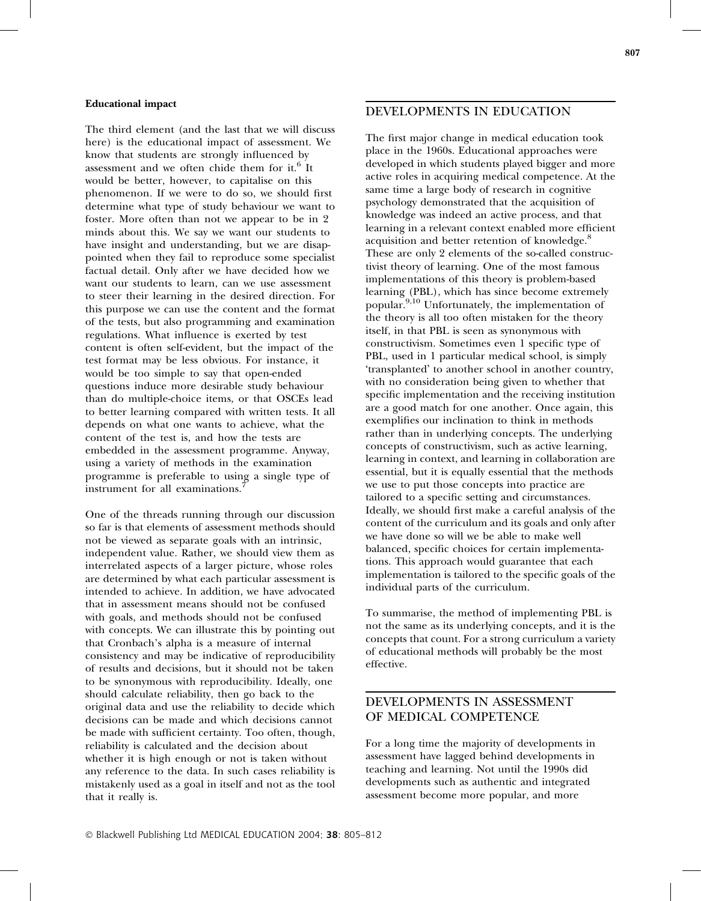### Educational impact

The third element (and the last that we will discuss here) is the educational impact of assessment. We know that students are strongly influenced by assessment and we often chide them for it.[6] It would be better, however, to capitalise on this phenomenon. If we were to do so, we should first determine what type of study behaviour we want to foster. More often than not we appear to be in 2 minds about this. We say we want our students to have insight and understanding, but we are disappointed when they fail to reproduce some specialist factual detail. Only after we have decided how we want our students to learn, can we use assessment to steer their learning in the desired direction. For this purpose we can use the content and the format of the tests, but also programming and examination regulations. What influence is exerted by test content is often self-evident, but the impact of the test format may be less obvious. For instance, it would be too simple to say that open-ended questions induce more desirable study behaviour than do multiple-choice items, or that OSCEs lead to better learning compared with written tests. It all depends on what one wants to achieve, what the content of the test is, and how the tests are embedded in the assessment programme. Anyway, using a variety of methods in the examination programme is preferable to using a single type of instrument for all examinations.[7]

One of the threads running through our discussion so far is that elements of assessment methods should not be viewed as separate goals with an intrinsic, independent value. Rather, we should view them as interrelated aspects of a larger picture, whose roles are determined by what each particular assessment is intended to achieve. In addition, we have advocated that in assessment means should not be confused with goals, and methods should not be confused with concepts. We can illustrate this by pointing out that Cronbach's alpha is a measure of internal consistency and may be indicative of reproducibility of results and decisions, but it should not be taken to be synonymous with reproducibility. Ideally, one should calculate reliability, then go back to the original data and use the reliability to decide which decisions can be made and which decisions cannot be made with sufficient certainty. Too often, though, reliability is calculated and the decision about whether it is high enough or not is taken without any reference to the data. In such cases reliability is mistakenly used as a goal in itself and not as the tool that it really is.

## DEVELOPMENTS IN EDUCATION

The first major change in medical education took place in the 1960s. Educational approaches were developed in which students played bigger and more active roles in acquiring medical competence. At the same time a large body of research in cognitive psychology demonstrated that the acquisition of knowledge was indeed an active process, and that learning in a relevant context enabled more efficient acquisition and better retention of knowledge.[8] These are only 2 elements of the so-called constructivist theory of learning. One of the most famous implementations of this theory is problem-based learning (PBL), which has since become extremely popular.[9,10] Unfortunately, the implementation of the theory is all too often mistaken for the theory itself, in that PBL is seen as synonymous with constructivism. Sometimes even 1 specific type of PBL, used in 1 particular medical school, is simply 'transplanted' to another school in another country, with no consideration being given to whether that specific implementation and the receiving institution are a good match for one another. Once again, this exemplifies our inclination to think in methods rather than in underlying concepts. The underlying concepts of constructivism, such as active learning, learning in context, and learning in collaboration are essential, but it is equally essential that the methods we use to put those concepts into practice are tailored to a specific setting and circumstances. Ideally, we should first make a careful analysis of the content of the curriculum and its goals and only after we have done so will we be able to make well balanced, specific choices for certain implementations. This approach would guarantee that each implementation is tailored to the specific goals of the individual parts of the curriculum.

To summarise, the method of implementing PBL is not the same as its underlying concepts, and it is the concepts that count. For a strong curriculum a variety of educational methods will probably be the most effective.

## DEVELOPMENTS IN ASSESSMENT OF MEDICAL COMPETENCE

For a long time the majority of developments in assessment have lagged behind developments in teaching and learning. Not until the 1990s did developments such as authentic and integrated assessment become more popular, and more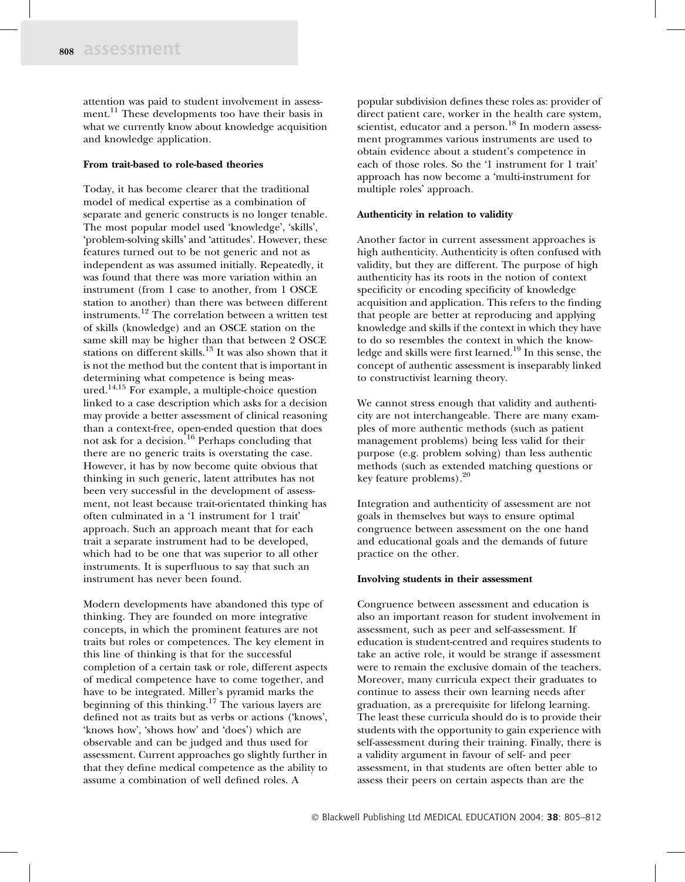attention was paid to student involvement in assessment.[11] These developments too have their basis in what we currently know about knowledge acquisition and knowledge application.

### From trait-based to role-based theories

Today, it has become clearer that the traditional model of medical expertise as a combination of separate and generic constructs is no longer tenable. The most popular model used 'knowledge', 'skills', 'problem-solving skills' and 'attitudes'. However, these features turned out to be not generic and not as independent as was assumed initially. Repeatedly, it was found that there was more variation within an instrument (from 1 case to another, from 1 OSCE station to another) than there was between different instruments.[12] The correlation between a written test of skills (knowledge) and an OSCE station on the same skill may be higher than that between 2 OSCE stations on different skills.[13] It was also shown that it is not the method but the content that is important in determining what competence is being measured.[14,15] For example, a multiple-choice question linked to a case description which asks for a decision may provide a better assessment of clinical reasoning than a context-free, open-ended question that does not ask for a decision.[16] Perhaps concluding that there are no generic traits is overstating the case. However, it has by now become quite obvious that thinking in such generic, latent attributes has not been very successful in the development of assessment, not least because trait-orientated thinking has often culminated in a '1 instrument for 1 trait' approach. Such an approach meant that for each trait a separate instrument had to be developed, which had to be one that was superior to all other instruments. It is superfluous to say that such an instrument has never been found.

Modern developments have abandoned this type of thinking. They are founded on more integrative concepts, in which the prominent features are not traits but roles or competences. The key element in this line of thinking is that for the successful completion of a certain task or role, different aspects of medical competence have to come together, and have to be integrated. Miller's pyramid marks the beginning of this thinking.[17] The various layers are defined not as traits but as verbs or actions ('knows', 'knows how', 'shows how' and 'does') which are observable and can be judged and thus used for assessment. Current approaches go slightly further in that they define medical competence as the ability to assume a combination of well defined roles. A popular subdivision defines these roles as: provider of direct patient care, worker in the health care system, scientist, educator and a person.[18] In modern assessment programmes various instruments are used to obtain evidence about a student's competence in each of those roles. So the '1 instrument for 1 trait' approach has now become a 'multi-instrument for multiple roles' approach.

### Authenticity in relation to validity

Another factor in current assessment approaches is high authenticity. Authenticity is often confused with validity, but they are different. The purpose of high authenticity has its roots in the notion of context specificity or encoding specificity of knowledge acquisition and application. This refers to the finding that people are better at reproducing and applying knowledge and skills if the context in which they have to do so resembles the context in which the knowledge and skills were first learned.[19] In this sense, the concept of authentic assessment is inseparably linked to constructivist learning theory.

We cannot stress enough that validity and authenticity are not interchangeable. There are many examples of more authentic methods (such as patient management problems) being less valid for their purpose (e.g. problem solving) than less authentic methods (such as extended matching questions or key feature problems).[20]

Integration and authenticity of assessment are not goals in themselves but ways to ensure optimal congruence between assessment on the one hand and educational goals and the demands of future practice on the other.

### Involving students in their assessment

Congruence between assessment and education is also an important reason for student involvement in assessment, such as peer and self-assessment. If education is student-centred and requires students to take an active role, it would be strange if assessment were to remain the exclusive domain of the teachers. Moreover, many curricula expect their graduates to continue to assess their own learning needs after graduation, as a prerequisite for lifelong learning. The least these curricula should do is to provide their students with the opportunity to gain experience with self-assessment during their training. Finally, there is a validity argument in favour of self- and peer assessment, in that students are often better able to assess their peers on certain aspects than are the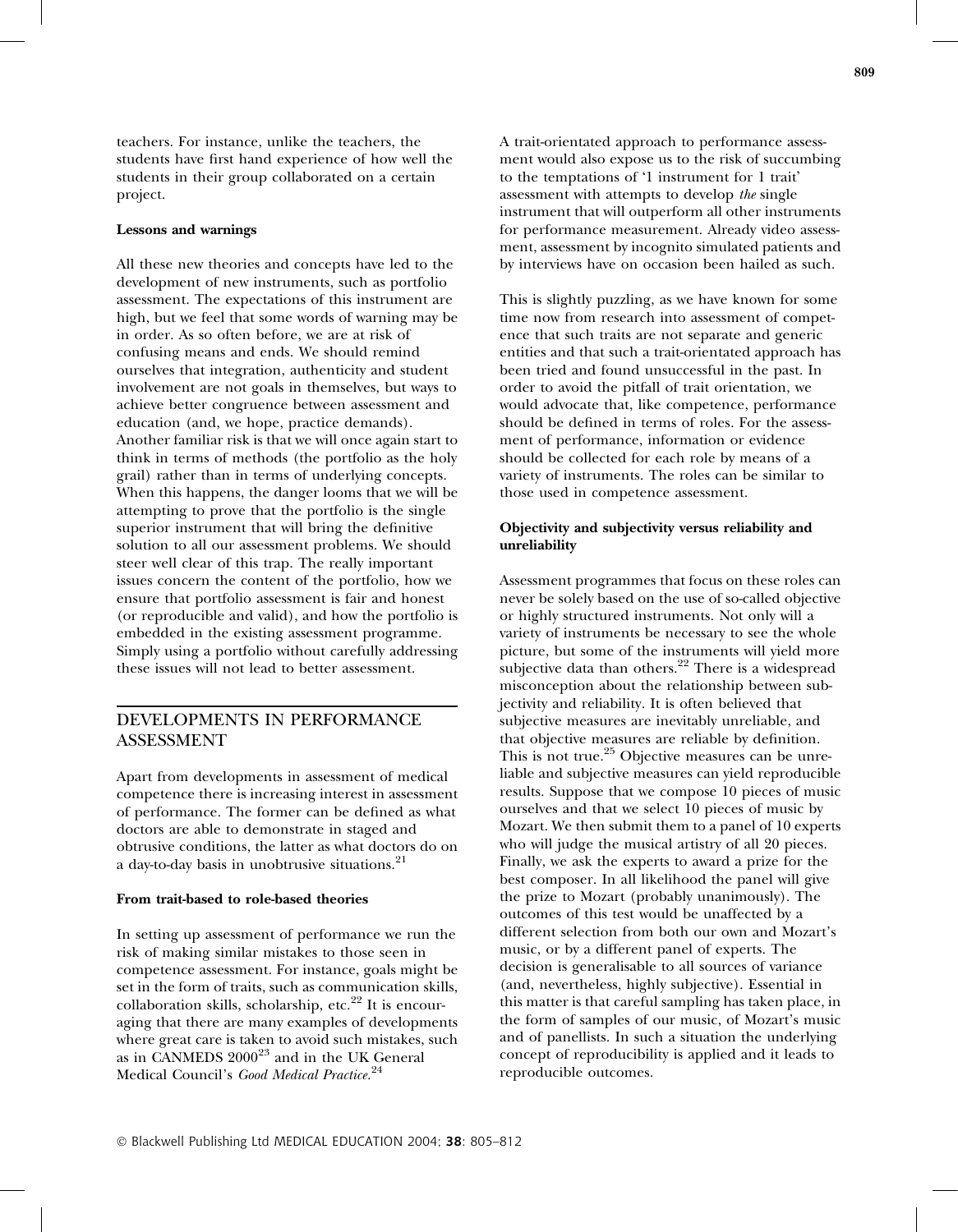teachers. For instance, unlike the teachers, the students have first hand experience of how well the students in their group collaborated on a certain project.

**Lessons and warnings**

All these new theories and concepts have led to the development of new instruments, such as portfolio assessment. The expectations of this instrument are high, but we feel that some words of warning may be in order. As so often before, we are at risk of confusing means and ends. We should remind ourselves that integration, authenticity and student involvement are not goals in themselves, but ways to achieve better congruence between assessment and education (and, we hope, practice demands). Another familiar risk is that we will once again start to think in terms of methods (the portfolio as the holy grail) rather than in terms of underlying concepts. When this happens, the danger looms that we will be attempting to prove that the portfolio is the single superior instrument that will bring the definitive solution to all our assessment problems. We should steer well clear of this trap. The really important issues concern the content of the portfolio, how we ensure that portfolio assessment is fair and honest (or reproducible and valid), and how the portfolio is embedded in the existing assessment programme. Simply using a portfolio without carefully addressing these issues will not lead to better assessment.

## DEVELOPMENTS IN PERFORMANCE ASSESSMENT

Apart from developments in assessment of medical competence there is increasing interest in assessment of performance. The former can be defined as what doctors are able to demonstrate in staged and obtrusive conditions, the latter as what doctors do on a day-to-day basis in unobtrusive situations.[21]

**From trait-based to role-based theories**

In setting up assessment of performance we run the risk of making similar mistakes to those seen in competence assessment. For instance, goals might be set in the form of traits, such as communication skills, collaboration skills, scholarship, etc.[22] It is encouraging that there are many examples of developments where great care is taken to avoid such mistakes, such as in CANMEDS 2000[23] and in the UK General Medical Council's *Good Medical Practice*.[24]

A trait-orientated approach to performance assessment would also expose us to the risk of succumbing to the temptations of '1 instrument for 1 trait' assessment with attempts to develop *the* single instrument that will outperform all other instruments for performance measurement. Already video assessment, assessment by incognito simulated patients and by interviews have on occasion been hailed as such.

This is slightly puzzling, as we have known for some time now from research into assessment of competence that such traits are not separate and generic entities and that such a trait-orientated approach has been tried and found unsuccessful in the past. In order to avoid the pitfall of trait orientation, we would advocate that, like competence, performance should be defined in terms of roles. For the assessment of performance, information or evidence should be collected for each role by means of a variety of instruments. The roles can be similar to those used in competence assessment.

**Objectivity and subjectivity versus reliability and unreliability**

Assessment programmes that focus on these roles can never be solely based on the use of so-called objective or highly structured instruments. Not only will a variety of instruments be necessary to see the whole picture, but some of the instruments will yield more subjective data than others.[22] There is a widespread misconception about the relationship between subjectivity and reliability. It is often believed that subjective measures are inevitably unreliable, and that objective measures are reliable by definition. This is not true.[25] Objective measures can be unreliable and subjective measures can yield reproducible results. Suppose that we compose 10 pieces of music ourselves and that we select 10 pieces of music by Mozart. We then submit them to a panel of 10 experts who will judge the musical artistry of all 20 pieces. Finally, we ask the experts to award a prize for the best composer. In all likelihood the panel will give the prize to Mozart (probably unanimously). The outcomes of this test would be unaffected by a different selection from both our own and Mozart's music, or by a different panel of experts. The decision is generalisable to all sources of variance (and, nevertheless, highly subjective). Essential in this matter is that careful sampling has taken place, in the form of samples of our music, of Mozart's music and of panellists. In such a situation the underlying concept of reproducibility is applied and it leads to reproducible outcomes.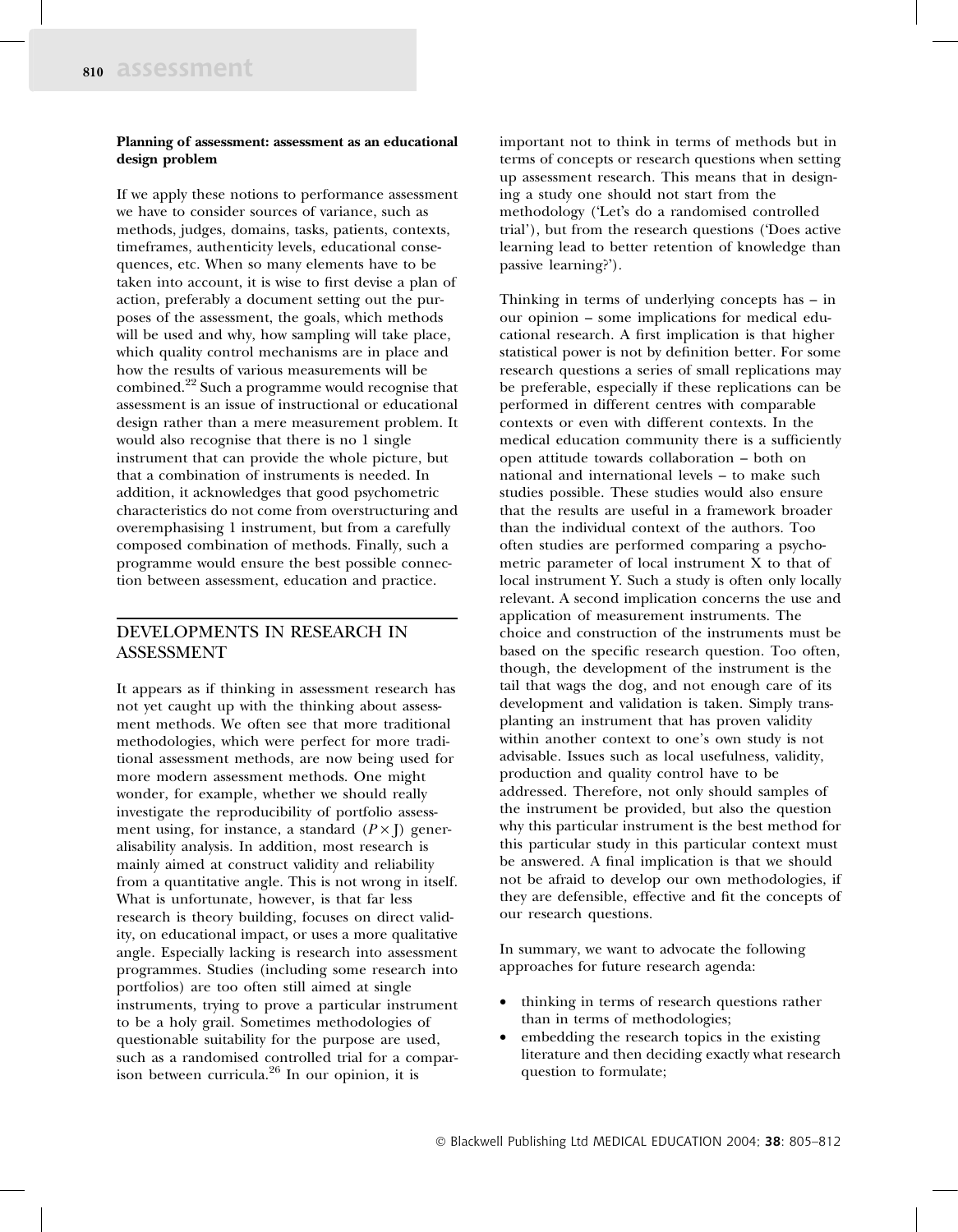**Planning of assessment: assessment as an educational design problem**

If we apply these notions to performance assessment we have to consider sources of variance, such as methods, judges, domains, tasks, patients, contexts, timeframes, authenticity levels, educational consequences, etc. When so many elements have to be taken into account, it is wise to first devise a plan of action, preferably a document setting out the purposes of the assessment, the goals, which methods will be used and why, how sampling will take place, which quality control mechanisms are in place and how the results of various measurements will be combined.[22] Such a programme would recognise that assessment is an issue of instructional or educational design rather than a mere measurement problem. It would also recognise that there is no 1 single instrument that can provide the whole picture, but that a combination of instruments is needed. In addition, it acknowledges that good psychometric characteristics do not come from overstructuring and overemphasising 1 instrument, but from a carefully composed combination of methods. Finally, such a programme would ensure the best possible connection between assessment, education and practice.

## DEVELOPMENTS IN RESEARCH IN ASSESSMENT

It appears as if thinking in assessment research has not yet caught up with the thinking about assessment methods. We often see that more traditional methodologies, which were perfect for more traditional assessment methods, are now being used for more modern assessment methods. One might wonder, for example, whether we should really investigate the reproducibility of portfolio assessment using, for instance, a standard ($P \times J$) generalisability analysis. In addition, most research is mainly aimed at construct validity and reliability from a quantitative angle. This is not wrong in itself. What is unfortunate, however, is that far less research is theory building, focuses on direct validity, on educational impact, or uses a more qualitative angle. Especially lacking is research into assessment programmes. Studies (including some research into portfolios) are too often still aimed at single instruments, trying to prove a particular instrument to be a holy grail. Sometimes methodologies of questionable suitability for the purpose are used, such as a randomised controlled trial for a comparison between curricula.[26] In our opinion, it is important not to think in terms of methods but in terms of concepts or research questions when setting up assessment research. This means that in designing a study one should not start from the methodology ('Let's do a randomised controlled trial'), but from the research questions ('Does active learning lead to better retention of knowledge than passive learning?').

Thinking in terms of underlying concepts has – in our opinion – some implications for medical educational research. A first implication is that higher statistical power is not by definition better. For some research questions a series of small replications may be preferable, especially if these replications can be performed in different centres with comparable contexts or even with different contexts. In the medical education community there is a sufficiently open attitude towards collaboration – both on national and international levels – to make such studies possible. These studies would also ensure that the results are useful in a framework broader than the individual context of the authors. Too often studies are performed comparing a psychometric parameter of local instrument X to that of local instrument Y. Such a study is often only locally relevant. A second implication concerns the use and application of measurement instruments. The choice and construction of the instruments must be based on the specific research question. Too often, though, the development of the instrument is the tail that wags the dog, and not enough care of its development and validation is taken. Simply transplanting an instrument that has proven validity within another context to one's own study is not advisable. Issues such as local usefulness, validity, production and quality control have to be addressed. Therefore, not only should samples of the instrument be provided, but also the question why this particular instrument is the best method for this particular study in this particular context must be answered. A final implication is that we should not be afraid to develop our own methodologies, if they are defensible, effective and fit the concepts of our research questions.

In summary, we want to advocate the following approaches for future research agenda:

- thinking in terms of research questions rather than in terms of methodologies;
- embedding the research topics in the existing literature and then deciding exactly what research question to formulate;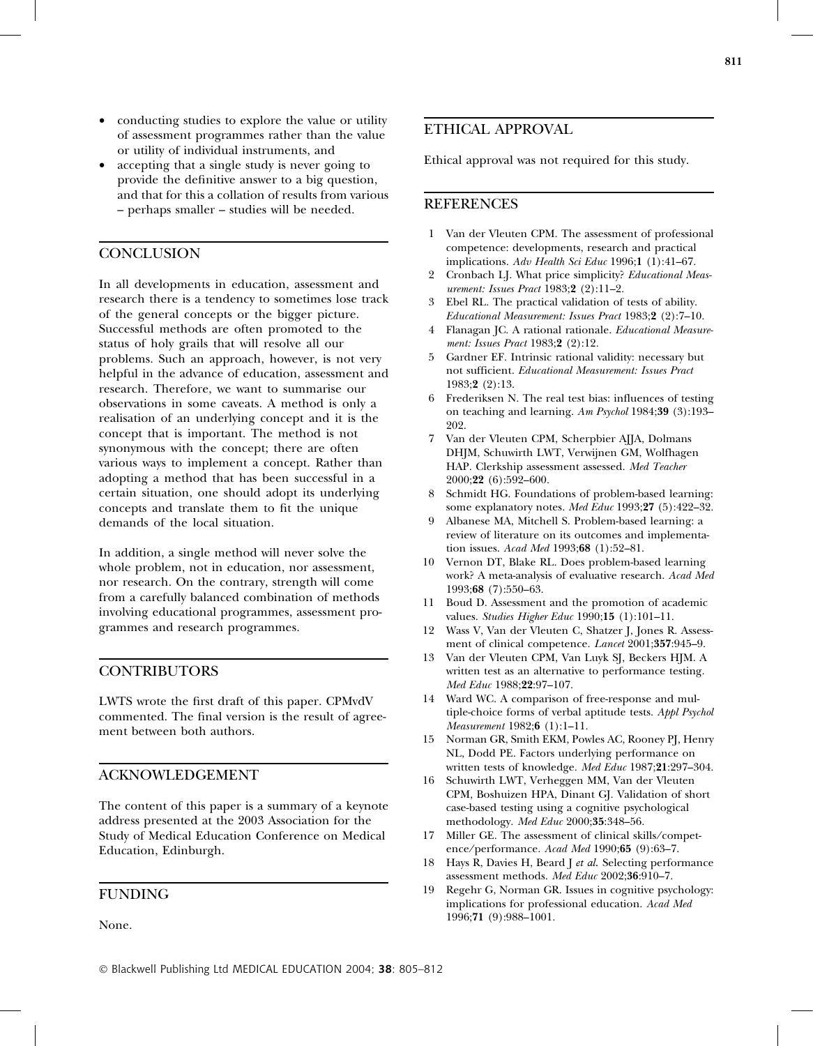- conducting studies to explore the value or utility of assessment programmes rather than the value or utility of individual instruments, and
- accepting that a single study is never going to provide the definitive answer to a big question, and that for this a collation of results from various – perhaps smaller – studies will be needed.

## CONCLUSION

In all developments in education, assessment and research there is a tendency to sometimes lose track of the general concepts or the bigger picture. Successful methods are often promoted to the status of holy grails that will resolve all our problems. Such an approach, however, is not very helpful in the advance of education, assessment and research. Therefore, we want to summarise our observations in some caveats. A method is only a realisation of an underlying concept and it is the concept that is important. The method is not synonymous with the concept; there are often various ways to implement a concept. Rather than adopting a method that has been successful in a certain situation, one should adopt its underlying concepts and translate them to fit the unique demands of the local situation.

In addition, a single method will never solve the whole problem, not in education, nor assessment, nor research. On the contrary, strength will come from a carefully balanced combination of methods involving educational programmes, assessment programmes and research programmes.

## CONTRIBUTORS

LWTS wrote the first draft of this paper. CPMvdV commented. The final version is the result of agreement between both authors.

## ACKNOWLEDGEMENT

The content of this paper is a summary of a keynote address presented at the 2003 Association for the Study of Medical Education Conference on Medical Education, Edinburgh.

## FUNDING

None.

## ETHICAL APPROVAL

Ethical approval was not required for this study.

## REFERENCES

1. Van der Vleuten CPM. The assessment of professional competence: developments, research and practical implications. *Adv Health Sci Educ* 1996;**1** (1):41–67.
2. Cronbach LJ. What price simplicity? *Educational Measurement: Issues Pract* 1983;**2** (2):11–2.
3. Ebel RL. The practical validation of tests of ability. *Educational Measurement: Issues Pract* 1983;**2** (2):7–10.
4. Flanagan JC. A rational rationale. *Educational Measurement: Issues Pract* 1983;**2** (2):12.
5. Gardner EF. Intrinsic rational validity: necessary but not sufficient. *Educational Measurement: Issues Pract* 1983;**2** (2):13.
6. Frederiksen N. The real test bias: influences of testing on teaching and learning. *Am Psychol* 1984;**39** (3):193–202.
7. Van der Vleuten CPM, Scherpbier AJJA, Dolmans DHJM, Schuwirth LWT, Verwijnen GM, Wolfhagen HAP. Clerkship assessment assessed. *Med Teacher* 2000;**22** (6):592–600.
8. Schmidt HG. Foundations of problem-based learning: some explanatory notes. *Med Educ* 1993;**27** (5):422–32.
9. Albanese MA, Mitchell S. Problem-based learning: a review of literature on its outcomes and implementation issues. *Acad Med* 1993;**68** (1):52–81.
10. Vernon DT, Blake RL. Does problem-based learning work? A meta-analysis of evaluative research. *Acad Med* 1993;**68** (7):550–63.
11. Boud D. Assessment and the promotion of academic values. *Studies Higher Educ* 1990;**15** (1):101–11.
12. Wass V, Van der Vleuten C, Shatzer J, Jones R. Assessment of clinical competence. *Lancet* 2001;**357**:945–9.
13. Van der Vleuten CPM, Van Luyk SJ, Beckers HJM. A written test as an alternative to performance testing. *Med Educ* 1988;**22**:97–107.
14. Ward WC. A comparison of free-response and multiple-choice forms of verbal aptitude tests. *Appl Psychol Measurement* 1982;**6** (1):1–11.
15. Norman GR, Smith EKM, Powles AC, Rooney PJ, Henry NL, Dodd PE. Factors underlying performance on written tests of knowledge. *Med Educ* 1987;**21**:297–304.
16. Schuwirth LWT, Verheggen MM, Van der Vleuten CPM, Boshuizen HPA, Dinant GJ. Validation of short case-based testing using a cognitive psychological methodology. *Med Educ* 2000;**35**:348–56.
17. Miller GE. The assessment of clinical skills/competence/performance. *Acad Med* 1990;**65** (9):63–7.
18. Hays R, Davies H, Beard J *et al.* Selecting performance assessment methods. *Med Educ* 2002;**36**:910–7.
19. Regehr G, Norman GR. Issues in cognitive psychology: implications for professional education. *Acad Med* 1996;**71** (9):988–1001.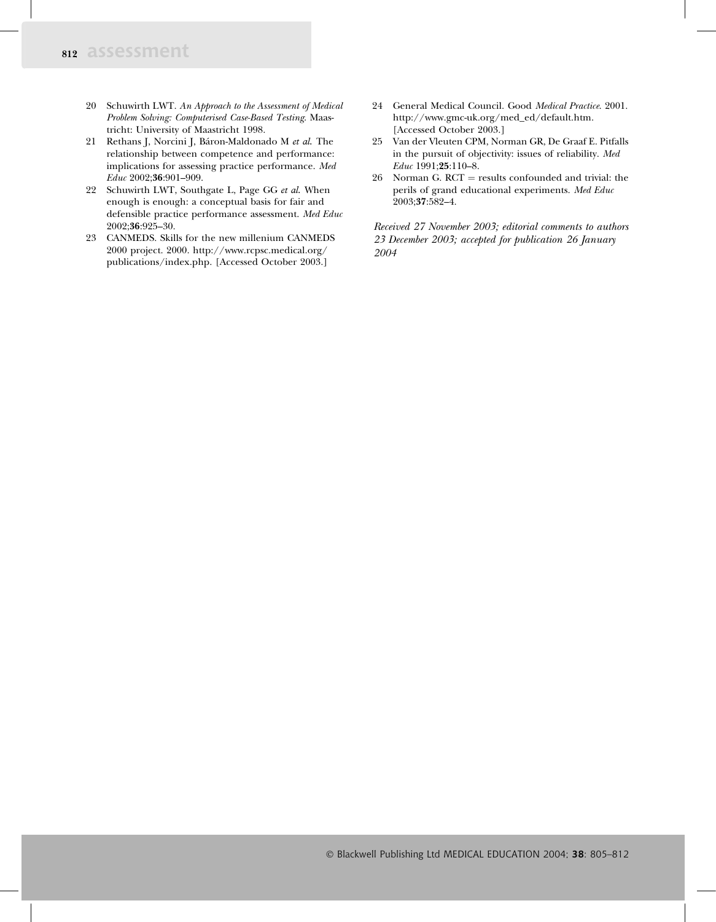20 Schuwirth LWT. *An Approach to the Assessment of Medical Problem Solving: Computerised Case-Based Testing*. Maastricht: University of Maastricht 1998.

21 Rethans J, Norcini J, Báron-Maldonado M *et al*. The relationship between competence and performance: implications for assessing practice performance. *Med Educ* 2002;**36**:901–909.

22 Schuwirth LWT, Southgate L, Page GG *et al*. When enough is enough: a conceptual basis for fair and defensible practice performance assessment. *Med Educ* 2002;**36**:925–30.

23 CANMEDS. Skills for the new millenium CANMEDS 2000 project. 2000. http://www.rcpsc.medical.org/publications/index.php. [Accessed October 2003.]

24 General Medical Council. Good *Medical Practice*. 2001. http://www.gmc-uk.org/med_ed/default.htm. [Accessed October 2003.]

25 Van der Vleuten CPM, Norman GR, De Graaf E. Pitfalls in the pursuit of objectivity: issues of reliability. *Med Educ* 1991;**25**:110–8.

26 Norman G. RCT = results confounded and trivial: the perils of grand educational experiments. *Med Educ* 2003;**37**:582–4.

*Received 27 November 2003; editorial comments to authors 23 December 2003; accepted for publication 26 January 2004*